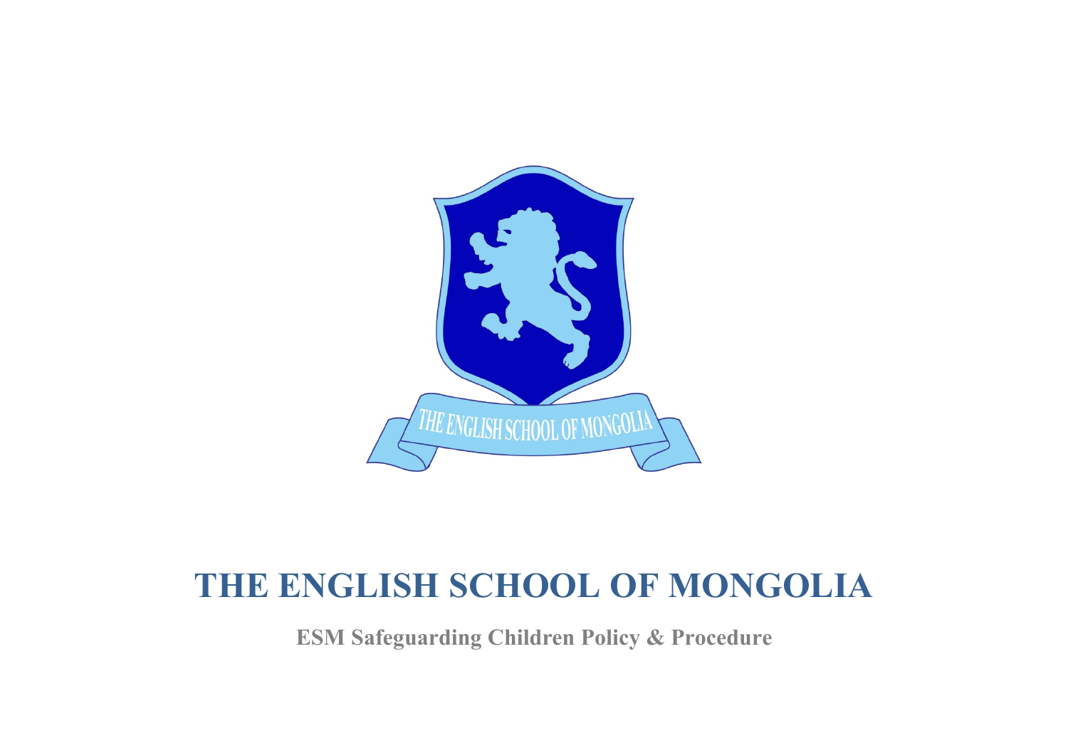# THE ENGLISH SCHOOL OF MONGOLIA

**ESM Safeguarding Children Policy & Procedure**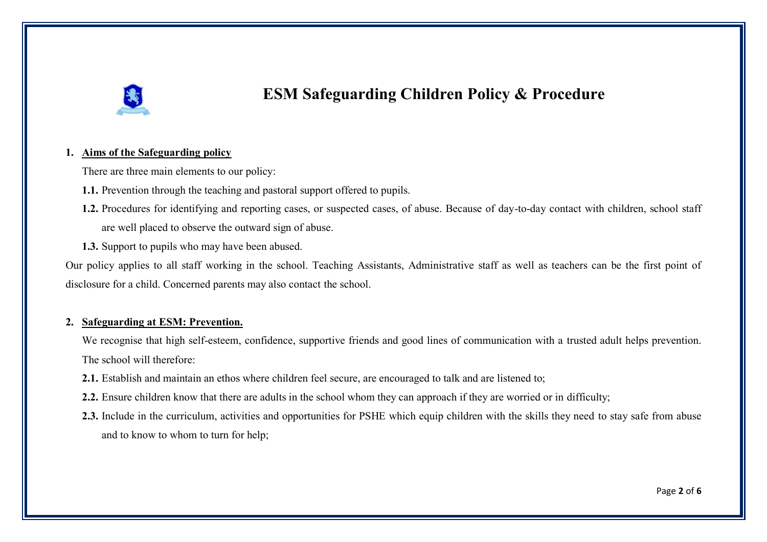# ESM Safeguarding Children Policy & Procedure

## 1. Aims of the Safeguarding policy

There are three main elements to our policy:

**1.1.** Prevention through the teaching and pastoral support offered to pupils.

**1.2.** Procedures for identifying and reporting cases, or suspected cases, of abuse. Because of day-to-day contact with children, school staff are well placed to observe the outward sign of abuse.

**1.3.** Support to pupils who may have been abused.

Our policy applies to all staff working in the school. Teaching Assistants, Administrative staff as well as teachers can be the first point of disclosure for a child. Concerned parents may also contact the school.

## 2. Safeguarding at ESM: Prevention.

We recognise that high self-esteem, confidence, supportive friends and good lines of communication with a trusted adult helps prevention. The school will therefore:

**2.1.** Establish and maintain an ethos where children feel secure, are encouraged to talk and are listened to;

**2.2.** Ensure children know that there are adults in the school whom they can approach if they are worried or in difficulty;

**2.3.** Include in the curriculum, activities and opportunities for PSHE which equip children with the skills they need to stay safe from abuse and to know to whom to turn for help;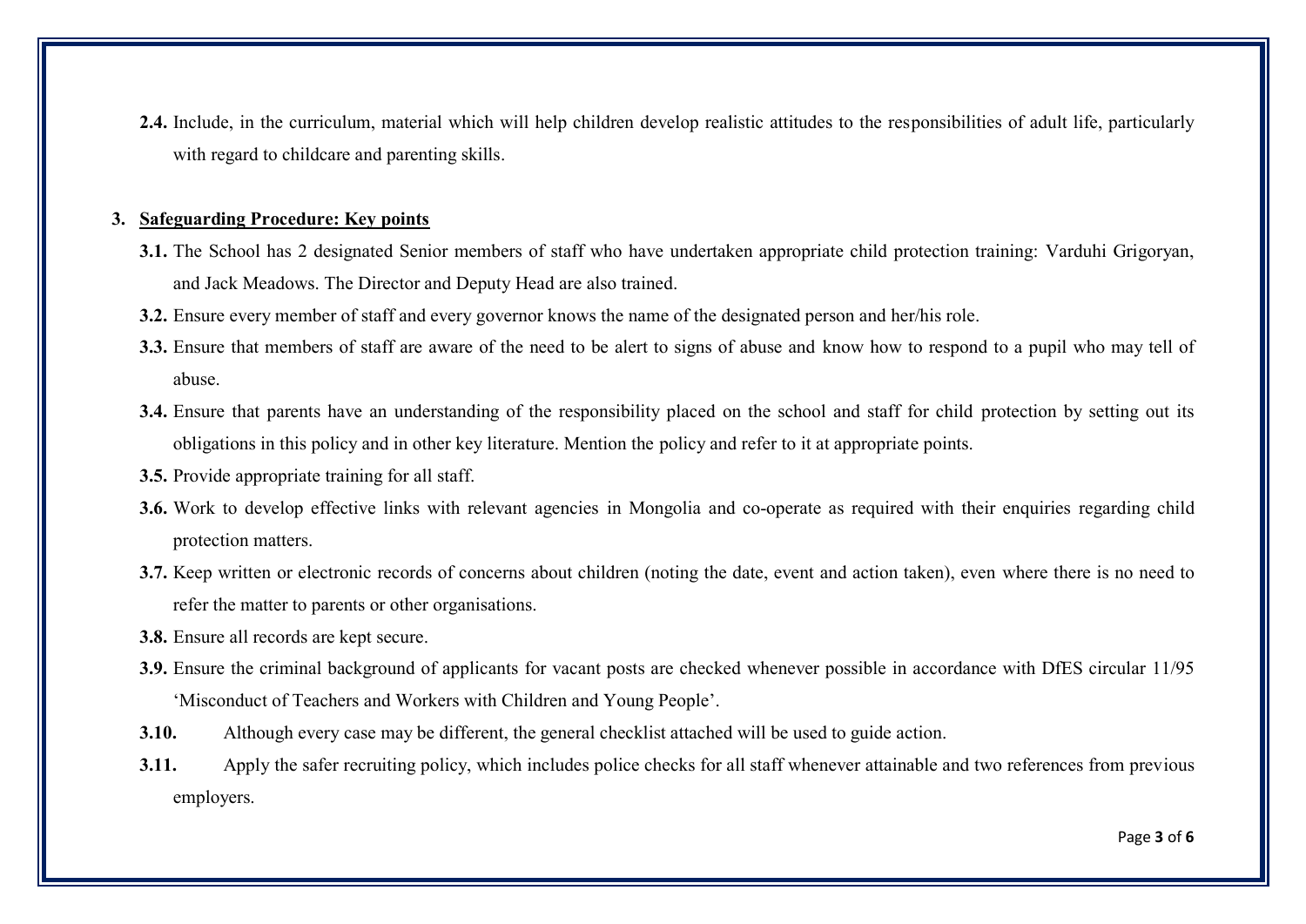**2.4.** Include, in the curriculum, material which will help children develop realistic attitudes to the responsibilities of adult life, particularly with regard to childcare and parenting skills.

## 3. Safeguarding Procedure: Key points

**3.1.** The School has 2 designated Senior members of staff who have undertaken appropriate child protection training: Varduhi Grigoryan, and Jack Meadows. The Director and Deputy Head are also trained.

**3.2.** Ensure every member of staff and every governor knows the name of the designated person and her/his role.

**3.3.** Ensure that members of staff are aware of the need to be alert to signs of abuse and know how to respond to a pupil who may tell of abuse.

**3.4.** Ensure that parents have an understanding of the responsibility placed on the school and staff for child protection by setting out its obligations in this policy and in other key literature. Mention the policy and refer to it at appropriate points.

**3.5.** Provide appropriate training for all staff.

**3.6.** Work to develop effective links with relevant agencies in Mongolia and co-operate as required with their enquiries regarding child protection matters.

**3.7.** Keep written or electronic records of concerns about children (noting the date, event and action taken), even where there is no need to refer the matter to parents or other organisations.

**3.8.** Ensure all records are kept secure.

**3.9.** Ensure the criminal background of applicants for vacant posts are checked whenever possible in accordance with DfES circular 11/95 'Misconduct of Teachers and Workers with Children and Young People'.

**3.10.** Although every case may be different, the general checklist attached will be used to guide action.

**3.11.** Apply the safer recruiting policy, which includes police checks for all staff whenever attainable and two references from previous employers.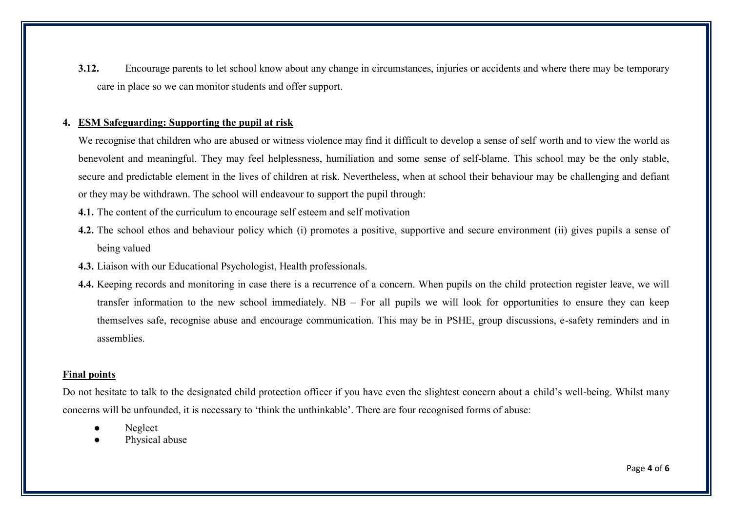**3.12.** Encourage parents to let school know about any change in circumstances, injuries or accidents and where there may be temporary care in place so we can monitor students and offer support.

## 4. ESM Safeguarding: Supporting the pupil at risk

We recognise that children who are abused or witness violence may find it difficult to develop a sense of self worth and to view the world as benevolent and meaningful. They may feel helplessness, humiliation and some sense of self-blame. This school may be the only stable, secure and predictable element in the lives of children at risk. Nevertheless, when at school their behaviour may be challenging and defiant or they may be withdrawn. The school will endeavour to support the pupil through:

**4.1.** The content of the curriculum to encourage self esteem and self motivation

**4.2.** The school ethos and behaviour policy which (i) promotes a positive, supportive and secure environment (ii) gives pupils a sense of being valued

**4.3.** Liaison with our Educational Psychologist, Health professionals.

**4.4.** Keeping records and monitoring in case there is a recurrence of a concern. When pupils on the child protection register leave, we will transfer information to the new school immediately. NB – For all pupils we will look for opportunities to ensure they can keep themselves safe, recognise abuse and encourage communication. This may be in PSHE, group discussions, e-safety reminders and in assemblies.

## Final points

Do not hesitate to talk to the designated child protection officer if you have even the slightest concern about a child's well-being. Whilst many concerns will be unfounded, it is necessary to 'think the unthinkable'. There are four recognised forms of abuse:

- Neglect
- Physical abuse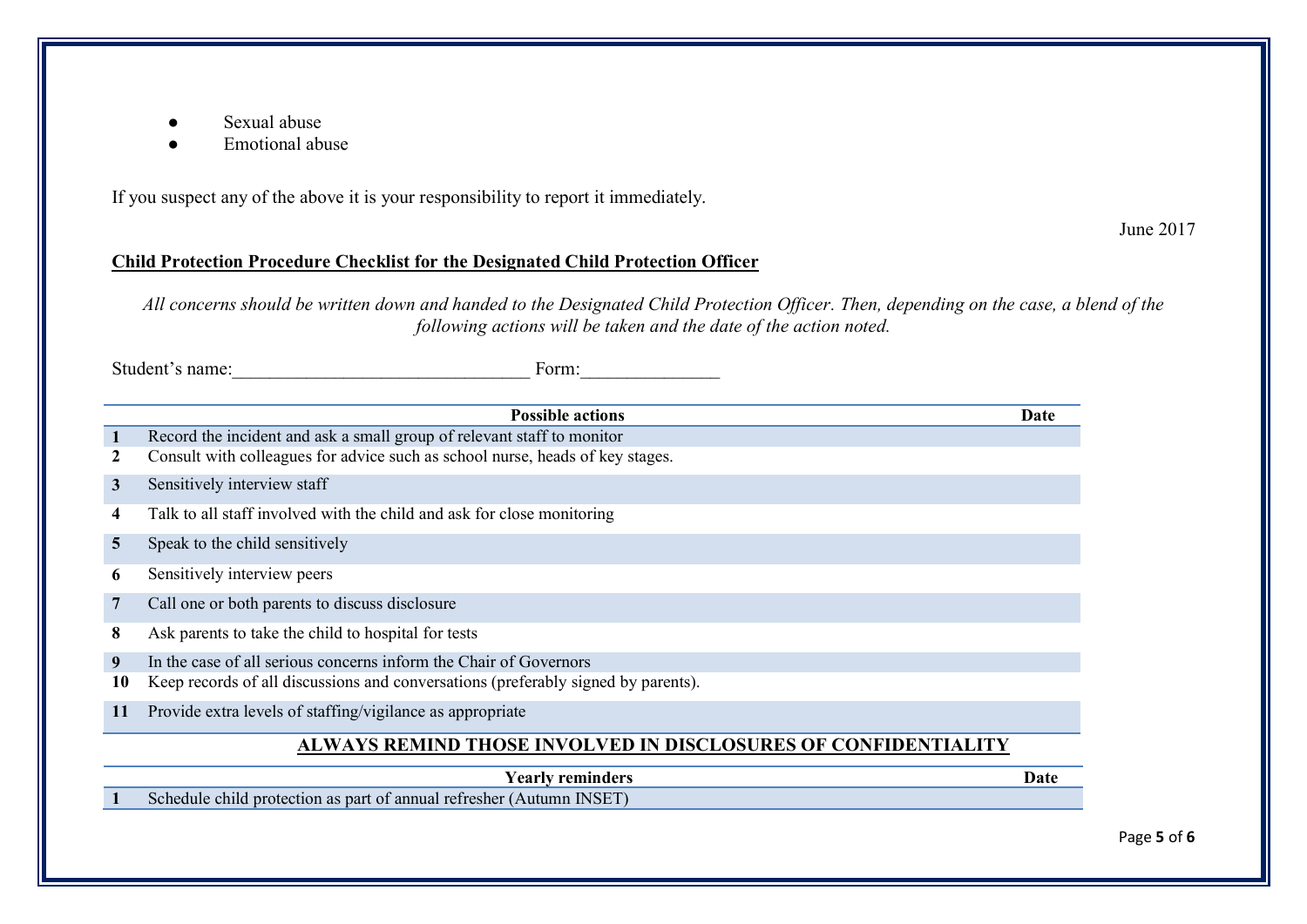- Sexual abuse
- Emotional abuse

If you suspect any of the above it is your responsibility to report it immediately.

June 2017

**Child Protection Procedure Checklist for the Designated Child Protection Officer**

*All concerns should be written down and handed to the Designated Child Protection Officer. Then, depending on the case, a blend of the following actions will be taken and the date of the action noted.*

Student's name:_______________________________ Form:______________

| | Possible actions | Date |
|---|---|---|
| **1** | Record the incident and ask a small group of relevant staff to monitor | |
| **2** | Consult with colleagues for advice such as school nurse, heads of key stages. | |
| **3** | Sensitively interview staff | |
| **4** | Talk to all staff involved with the child and ask for close monitoring | |
| **5** | Speak to the child sensitively | |
| **6** | Sensitively interview peers | |
| **7** | Call one or both parents to discuss disclosure | |
| **8** | Ask parents to take the child to hospital for tests | |
| **9** | In the case of all serious concerns inform the Chair of Governors | |
| **10** | Keep records of all discussions and conversations (preferably signed by parents). | |
| **11** | Provide extra levels of staffing/vigilance as appropriate | |

**ALWAYS REMIND THOSE INVOLVED IN DISCLOSURES OF CONFIDENTIALITY**

| | Yearly reminders | Date |
|---|---|---|
| **1** | Schedule child protection as part of annual refresher (Autumn INSET) | |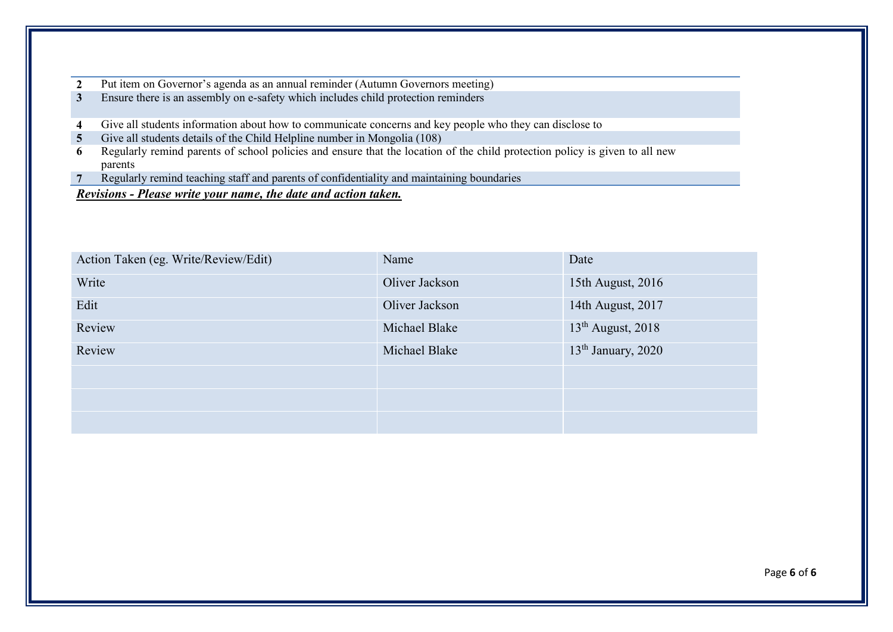| | |
|---|---|
| **2** | Put item on Governor's agenda as an annual reminder (Autumn Governors meeting) |
| **3** | Ensure there is an assembly on e-safety which includes child protection reminders |
| **4** | Give all students information about how to communicate concerns and key people who they can disclose to |
| **5** | Give all students details of the Child Helpline number in Mongolia (108) |
| **6** | Regularly remind parents of school policies and ensure that the location of the child protection policy is given to all new parents |
| **7** | Regularly remind teaching staff and parents of confidentiality and maintaining boundaries |

***Revisions - Please write your name, the date and action taken.***

| Action Taken (eg. Write/Review/Edit) | Name | Date |
|---|---|---|
| Write | Oliver Jackson | 15th August, 2016 |
| Edit | Oliver Jackson | 14th August, 2017 |
| Review | Michael Blake | 13th August, 2018 |
| Review | Michael Blake | 13th January, 2020 |
| | | |
| | | |
| | | |